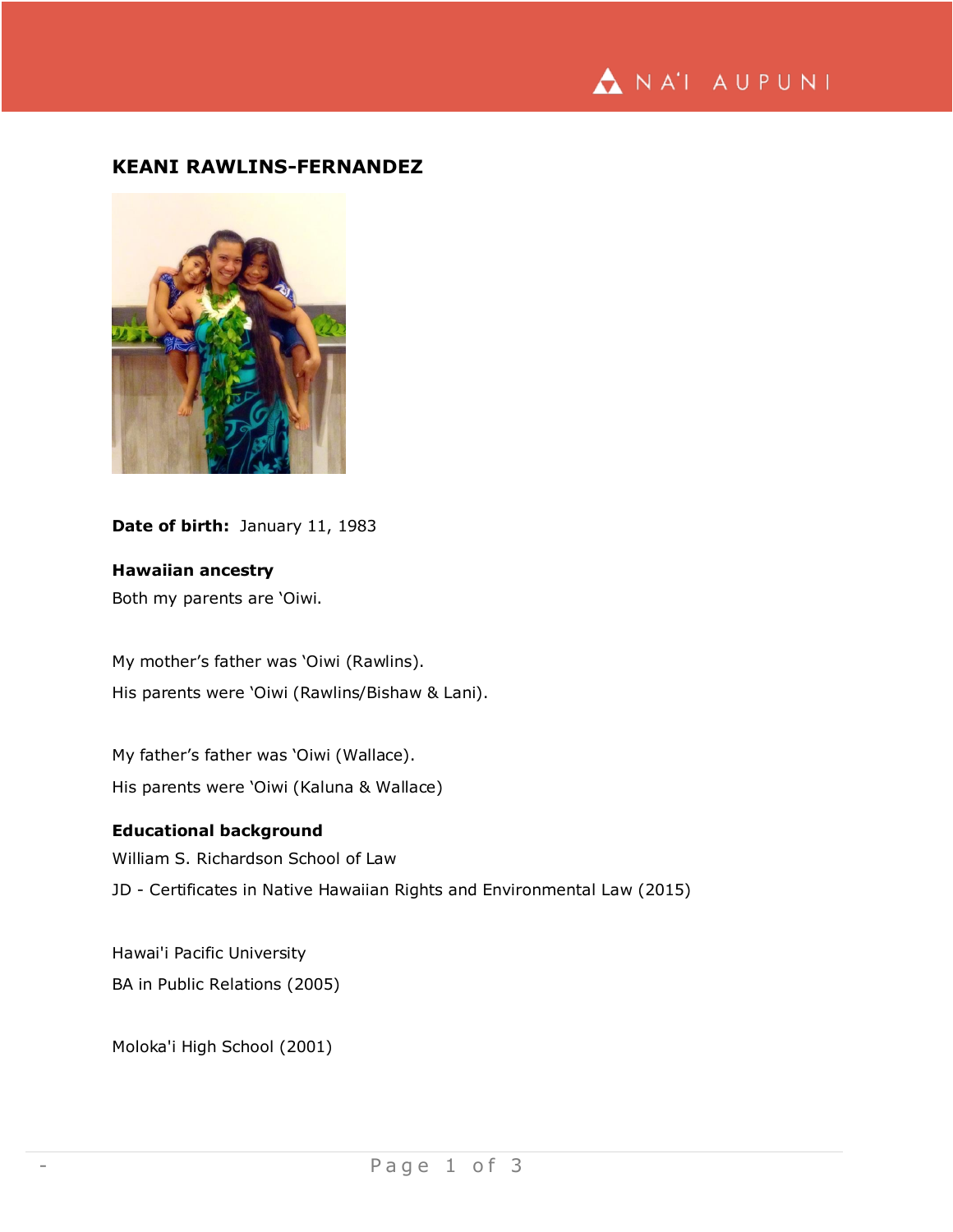# KEANI RAWLINS-FERNANDEZ

**Date of birth:** January 11, 1983

**Hawaiian ancestry**

Both my parents are ʻOiwi.

My mother's father was ʻOiwi (Rawlins).

His parents were ʻOiwi (Rawlins/Bishaw & Lani).

My father's father was ʻOiwi (Wallace).

His parents were ʻOiwi (Kaluna & Wallace)

**Educational background**

William S. Richardson School of Law

JD - Certificates in Native Hawaiian Rights and Environmental Law (2015)

Hawai'i Pacific University

BA in Public Relations (2005)

Moloka'i High School (2001)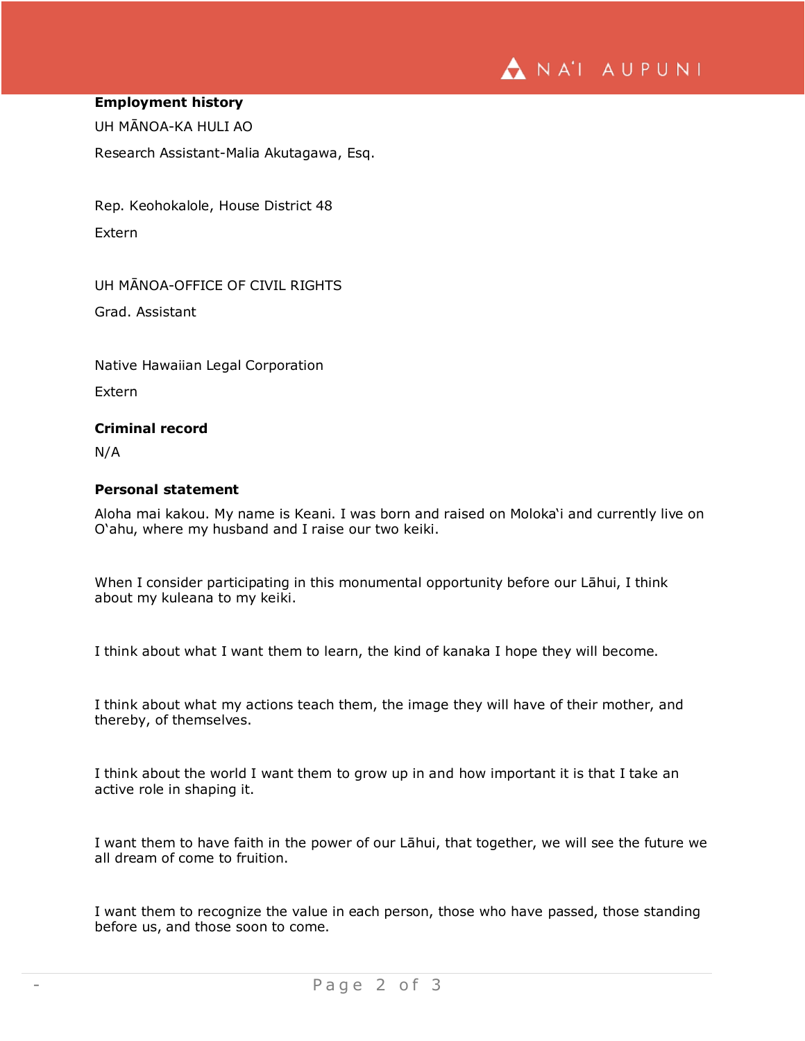**Employment history**

UH MĀNOA-KA HULI AO

Research Assistant-Malia Akutagawa, Esq.

Rep. Keohokalole, House District 48

Extern

UH MĀNOA-OFFICE OF CIVIL RIGHTS

Grad. Assistant

Native Hawaiian Legal Corporation

Extern

**Criminal record**

N/A

**Personal statement**

Aloha mai kakou. My name is Keani. I was born and raised on Molokaʻi and currently live on Oʻahu, where my husband and I raise our two keiki.

When I consider participating in this monumental opportunity before our Lāhui, I think about my kuleana to my keiki.

I think about what I want them to learn, the kind of kanaka I hope they will become.

I think about what my actions teach them, the image they will have of their mother, and thereby, of themselves.

I think about the world I want them to grow up in and how important it is that I take an active role in shaping it.

I want them to have faith in the power of our Lāhui, that together, we will see the future we all dream of come to fruition.

I want them to recognize the value in each person, those who have passed, those standing before us, and those soon to come.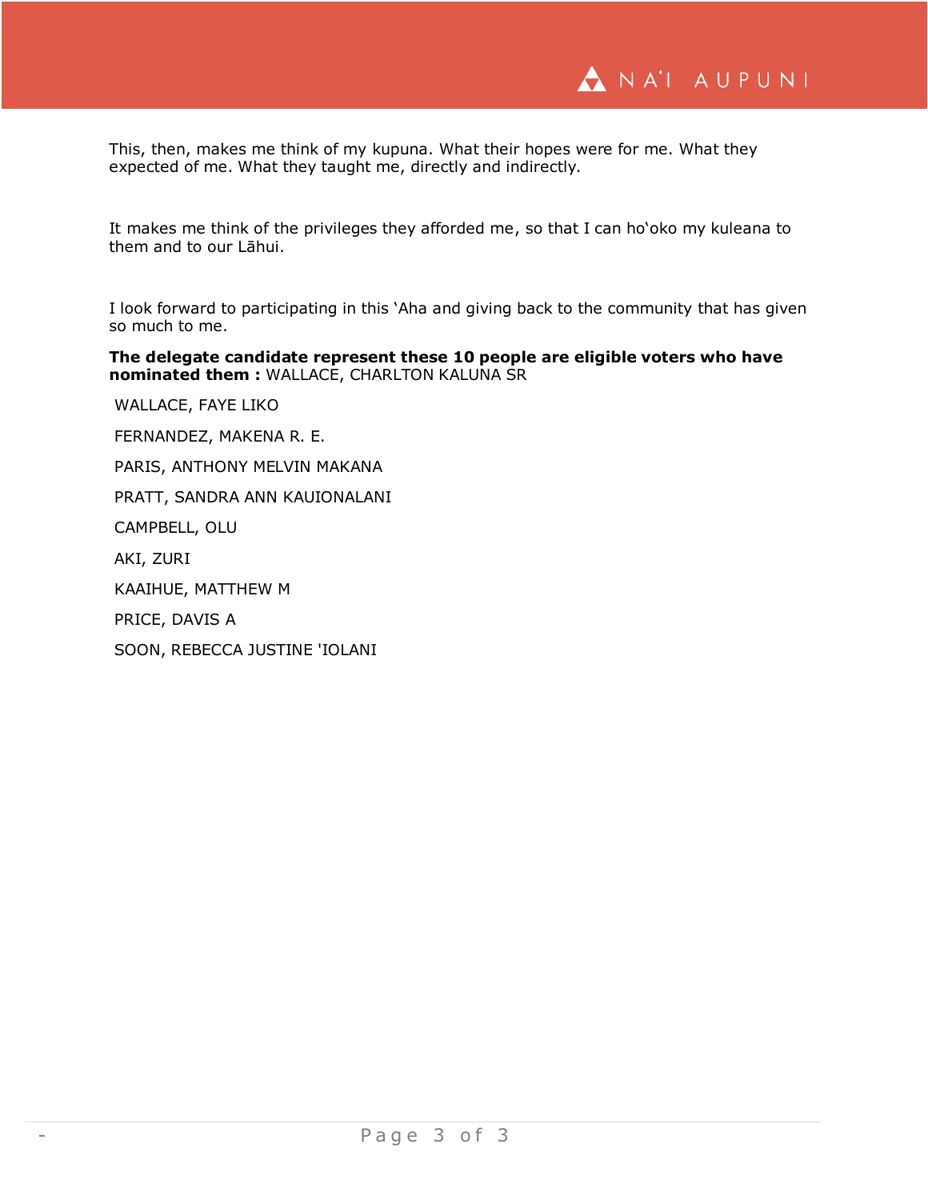This, then, makes me think of my kupuna. What their hopes were for me. What they expected of me. What they taught me, directly and indirectly.

It makes me think of the privileges they afforded me, so that I can hoʻoko my kuleana to them and to our Lāhui.

I look forward to participating in this ʻAha and giving back to the community that has given so much to me.

**The delegate candidate represent these 10 people are eligible voters who have nominated them :** WALLACE, CHARLTON KALUNA SR

WALLACE, FAYE LIKO

FERNANDEZ, MAKENA R. E.

PARIS, ANTHONY MELVIN MAKANA

PRATT, SANDRA ANN KAUIONALANI

CAMPBELL, OLU

AKI, ZURI

KAAIHUE, MATTHEW M

PRICE, DAVIS A

SOON, REBECCA JUSTINE 'IOLANI